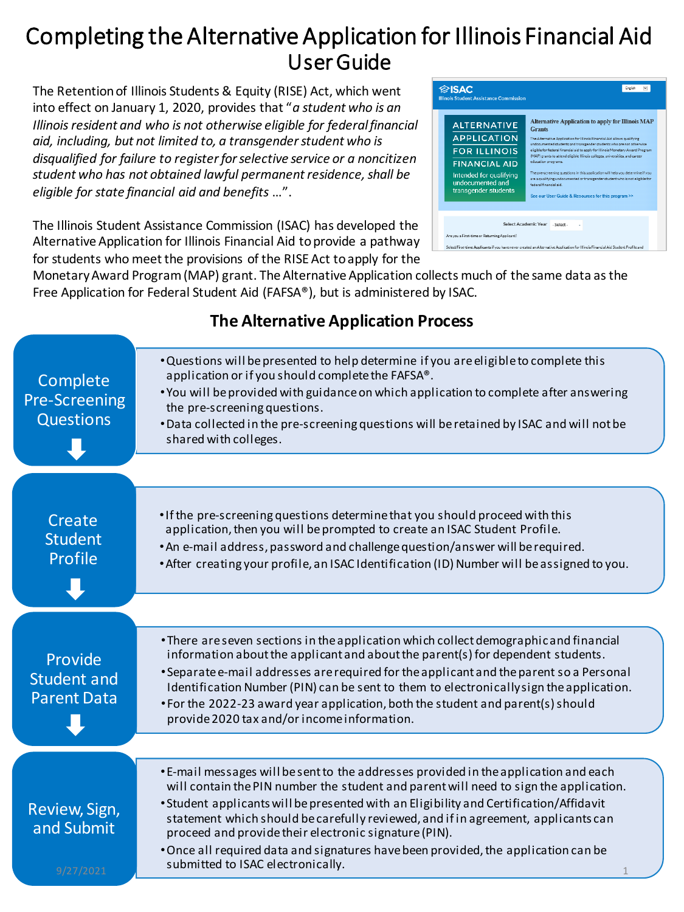# Completing the Alternative Application for Illinois Financial Aid User Guide

The Retention of Illinois Students & Equity (RISE) Act, which went into effect on January 1, 2020, provides that "*a student who is an Illinois resident and who is not otherwise eligible for federal financial aid, including, but not limited to, a transgender student who is disqualified for failure to register for selective service or a noncitizen student who has not obtained lawful permanent residence, shall be eligible for state financial aid and benefits* …".

The Illinois Student Assistance Commission (ISAC) has developed the Alternative Application for Illinois Financial Aid to provide a pathway for students who meet the provisions of the RISE Act to apply for the Monetary Award Program (MAP) grant. The Alternative Application collects much of the same data as the Free Application for Federal Student Aid (FAFSA®), but is administered by ISAC.

## The Alternative Application Process

### Complete Pre-Screening Questions

- Questions will be presented to help determine if you are eligible to complete this application or if you should complete the FAFSA®.
- You will be provided with guidance on which application to complete after answering the pre-screening questions.
- Data collected in the pre-screening questions will be retained by ISAC and will not be shared with colleges.

### Create Student Profile

- If the pre-screening questions determine that you should proceed with this application, then you will be prompted to create an ISAC Student Profile.
- An e-mail address, password and challenge question/answer will be required.
- After creating your profile, an ISAC Identification (ID) Number will be assigned to you.

### Provide Student and Parent Data

- There are seven sections in the application which collect demographic and financial information about the applicant and about the parent(s) for dependent students.
- Separate e-mail addresses are required for the applicant and the parent so a Personal Identification Number (PIN) can be sent to them to electronically sign the application.
- For the 2022-23 award year application, both the student and parent(s) should provide 2020 tax and/or income information.

### Review, Sign, and Submit

- E-mail messages will be sent to the addresses provided in the application and each will contain the PIN number the student and parent will need to sign the application.
- Student applicants will be presented with an Eligibility and Certification/Affidavit statement which should be carefully reviewed, and if in agreement, applicants can proceed and provide their electronic signature (PIN).
- Once all required data and signatures have been provided, the application can be submitted to ISAC electronically.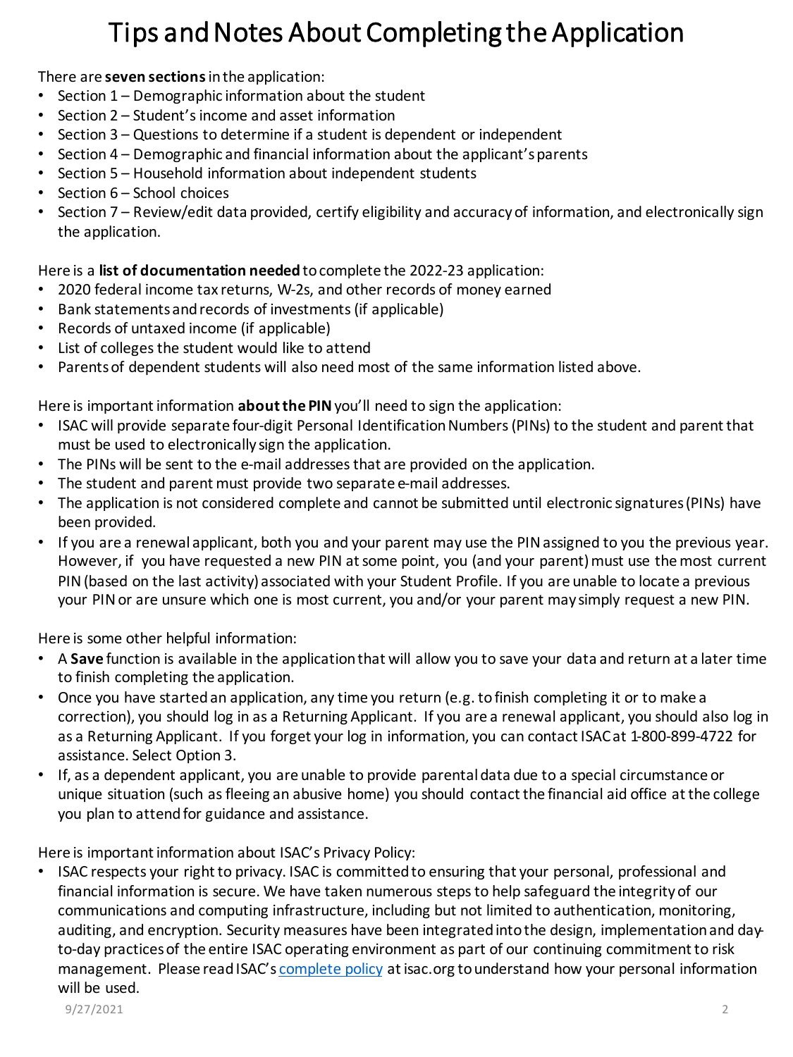# Tips and Notes About Completing the Application

There are **seven sections** in the application:

- Section 1 – Demographic information about the student
- Section 2 – Student's income and asset information
- Section 3 – Questions to determine if a student is dependent or independent
- Section 4 – Demographic and financial information about the applicant's parents
- Section 5 – Household information about independent students
- Section 6 – School choices
- Section 7 – Review/edit data provided, certify eligibility and accuracy of information, and electronically sign the application.

Here is a **list of documentation needed** to complete the 2022-23 application:

- 2020 federal income tax returns, W-2s, and other records of money earned
- Bank statements and records of investments (if applicable)
- Records of untaxed income (if applicable)
- List of colleges the student would like to attend
- Parents of dependent students will also need most of the same information listed above.

Here is important information **about the PIN** you'll need to sign the application:

- ISAC will provide separate four-digit Personal Identification Numbers (PINs) to the student and parent that must be used to electronically sign the application.
- The PINs will be sent to the e-mail addresses that are provided on the application.
- The student and parent must provide two separate e-mail addresses.
- The application is not considered complete and cannot be submitted until electronic signatures (PINs) have been provided.
- If you are a renewal applicant, both you and your parent may use the PIN assigned to you the previous year. However, if you have requested a new PIN at some point, you (and your parent) must use the most current PIN (based on the last activity) associated with your Student Profile. If you are unable to locate a previous your PIN or are unsure which one is most current, you and/or your parent may simply request a new PIN.

Here is some other helpful information:

- A **Save** function is available in the application that will allow you to save your data and return at a later time to finish completing the application.
- Once you have started an application, any time you return (e.g. to finish completing it or to make a correction), you should log in as a Returning Applicant. If you are a renewal applicant, you should also log in as a Returning Applicant. If you forget your log in information, you can contact ISAC at 1-800-899-4722 for assistance. Select Option 3.
- If, as a dependent applicant, you are unable to provide parental data due to a special circumstance or unique situation (such as fleeing an abusive home) you should contact the financial aid office at the college you plan to attend for guidance and assistance.

Here is important information about ISAC's Privacy Policy:

- ISAC respects your right to privacy. ISAC is committed to ensuring that your personal, professional and financial information is secure. We have taken numerous steps to help safeguard the integrity of our communications and computing infrastructure, including but not limited to authentication, monitoring, auditing, and encryption. Security measures have been integrated into the design, implementation and day-to-day practices of the entire ISAC operating environment as part of our continuing commitment to risk management. Please read ISAC's complete policy at isac.org to understand how your personal information will be used.

9/27/2021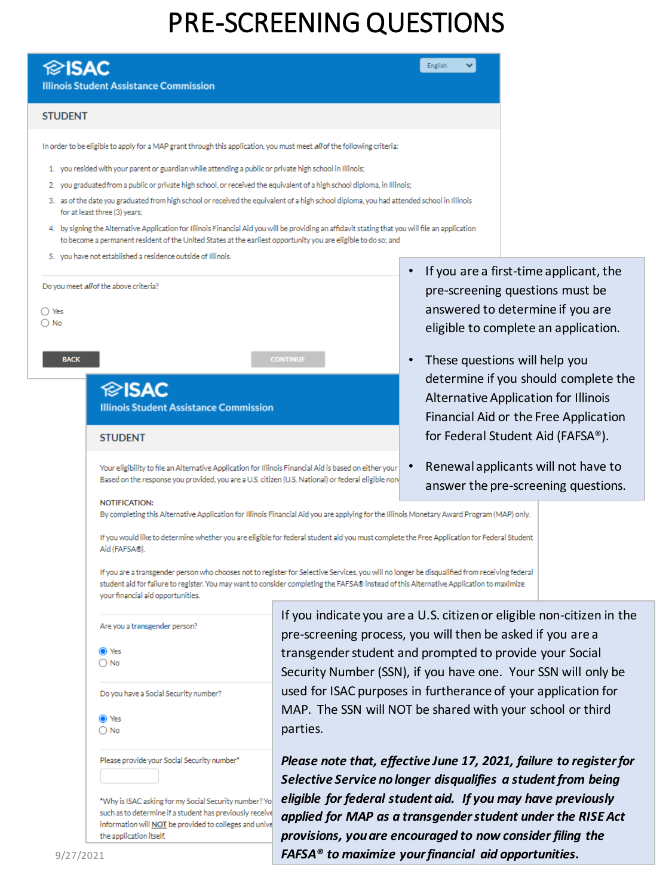# PRE-SCREENING QUESTIONS

**ISAC**
Illinois Student Assistance Commission

English

## STUDENT

In order to be eligible to apply for a MAP grant through this application, you must meet *all* of the following criteria:

1. you resided with your parent or guardian while attending a public or private high school in Illinois;
2. you graduated from a public or private high school, or received the equivalent of a high school diploma, in Illinois;
3. as of the date you graduated from high school or received the equivalent of a high school diploma, you had attended school in Illinois for at least three (3) years;
4. by signing the Alternative Application for Illinois Financial Aid you will be providing an affidavit stating that you will file an application to become a permanent resident of the United States at the earliest opportunity you are eligible to do so; and
5. you have not established a residence outside of Illinois.

Do you meet *all* of the above criteria?

- Yes
- No

BACK CONTINUE

- If you are a first-time applicant, the pre-screening questions must be answered to determine if you are eligible to complete an application.
- These questions will help you determine if you should complete the Alternative Application for Illinois Financial Aid or the Free Application for Federal Student Aid (FAFSA®).
- Renewal applicants will not have to answer the pre-screening questions.

**ISAC**
Illinois Student Assistance Commission

## STUDENT

Your eligibility to file an Alternative Application for Illinois Financial Aid is based on either your
Based on the response you provided, you are a U.S. citizen (U.S. National) or federal eligible non

NOTIFICATION:
By completing this Alternative Application for Illinois Financial Aid you are applying for the Illinois Monetary Award Program (MAP) only.

If you would like to determine whether you are eligible for federal student aid you must complete the Free Application for Federal Student Aid (FAFSA®).

If you are a transgender person who chooses not to register for Selective Services, you will no longer be disqualified from receiving federal student aid for failure to register. You may want to consider completing the FAFSA® instead of this Alternative Application to maximize your financial aid opportunities.

Are you a transgender person?

- Yes
- No

Do you have a Social Security number?

- Yes
- No

Please provide your Social Security number*

*Why is ISAC asking for my Social Security number? Yo
such as to determine if a student has previously receive
information will NOT be provided to colleges and unive
the application itself.

If you indicate you are a U.S. citizen or eligible non-citizen in the pre-screening process, you will then be asked if you are a transgender student and prompted to provide your Social Security Number (SSN), if you have one. Your SSN will only be used for ISAC purposes in furtherance of your application for MAP. The SSN will NOT be shared with your school or third parties.

***Please note that, effective June 17, 2021, failure to register for Selective Service no longer disqualifies a student from being eligible for federal student aid. If you may have previously applied for MAP as a transgender student under the RISE Act provisions, you are encouraged to now consider filing the FAFSA® to maximize your financial aid opportunities.***

9/27/2021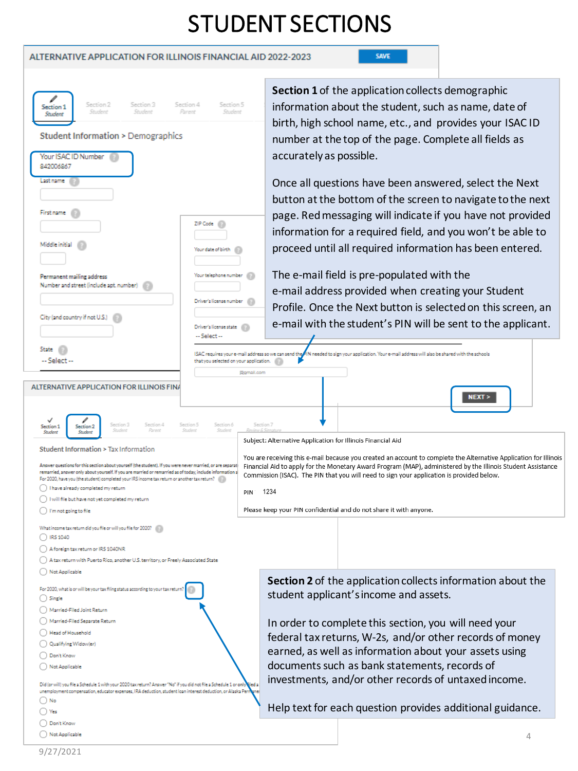# STUDENT SECTIONS

ALTERNATIVE APPLICATION FOR ILLINOIS FINANCIAL AID 2022-2023

SAVE

Section 1 Student | Section 2 Student | Section 3 Student | Section 4 Parent | Section 5 Student

Student Information > Demographics

Your ISAC ID Number
842006867

Last name

First name

Middle initial

Permanent mailing address
Number and street (include apt. number)

City (and country if not U.S.)

State
-- Select --

ZIP Code

Your date of birth

Your telephone number

Driver's license number

Driver's license state
-- Select --

ISAC requires your e-mail address so we can send the PIN needed to sign your application. Your e-mail address will also be shared with the schools that you selected on your application.

@gmail.com

NEXT >

**Section 1** of the application collects demographic information about the student, such as name, date of birth, high school name, etc., and provides your ISAC ID number at the top of the page. Complete all fields as accurately as possible.

Once all questions have been answered, select the Next button at the bottom of the screen to navigate to the next page. Red messaging will indicate if you have not provided information for a required field, and you won't be able to proceed until all required information has been entered.

The e-mail field is pre-populated with the e-mail address provided when creating your Student Profile. Once the Next button is selected on this screen, an e-mail with the student's PIN will be sent to the applicant.

Subject: Alternative Application for Illinois Financial Aid

You are receiving this e-mail because you created an account to complete the Alternative Application for Illinois Financial Aid to apply for the Monetary Award Program (MAP), administered by the Illinois Student Assistance Commission (ISAC). The PIN that you will need to sign your application is provided below.

PIN 1234

Please keep your PIN confidential and do not share it with anyone.

ALTERNATIVE APPLICATION FOR ILLINOIS FINA

Section 1 Student | Section 2 Student | Section 3 Student | Section 4 Parent | Section 5 Student | Section 6 Student | Section 7 Review & Signature

Student Information > Tax Information

Answer questions for this section about yourself (the student). If you were never married, or are separat... remarried, answer only about yourself. If you are married or remarried as of today, include information a...

For 2020, have you (the student) completed your IRS income tax return or another tax return?
- I have already completed my return
- I will file but have not yet completed my return
- I'm not going to file

What income tax return did you file or will you file for 2020?
- IRS 1040
- A foreign tax return or IRS 1040NR
- A tax return with Puerto Rico, another U.S. territory, or Freely Associated State
- Not Applicable

For 2020, what is or will be your tax filing status according to your tax return?
- Single
- Married-Filed Joint Return
- Married-Filed Separate Return
- Head of Household
- Qualifying Widow(er)
- Don't Know
- Not Applicable

Did (or will) you file a Schedule 1 with your 2020 tax return? Answer "No" if you did not file a Schedule 1 or only filed a... unemployment compensation, educator expenses, IRA deduction, student loan interest deduction, or Alaska Perm...
- No
- Yes
- Don't Know
- Not Applicable

**Section 2** of the application collects information about the student applicant's income and assets.

In order to complete this section, you will need your federal tax returns, W-2s, and/or other records of money earned, as well as information about your assets using documents such as bank statements, records of investments, and/or other records of untaxed income.

Help text for each question provides additional guidance.

9/27/2021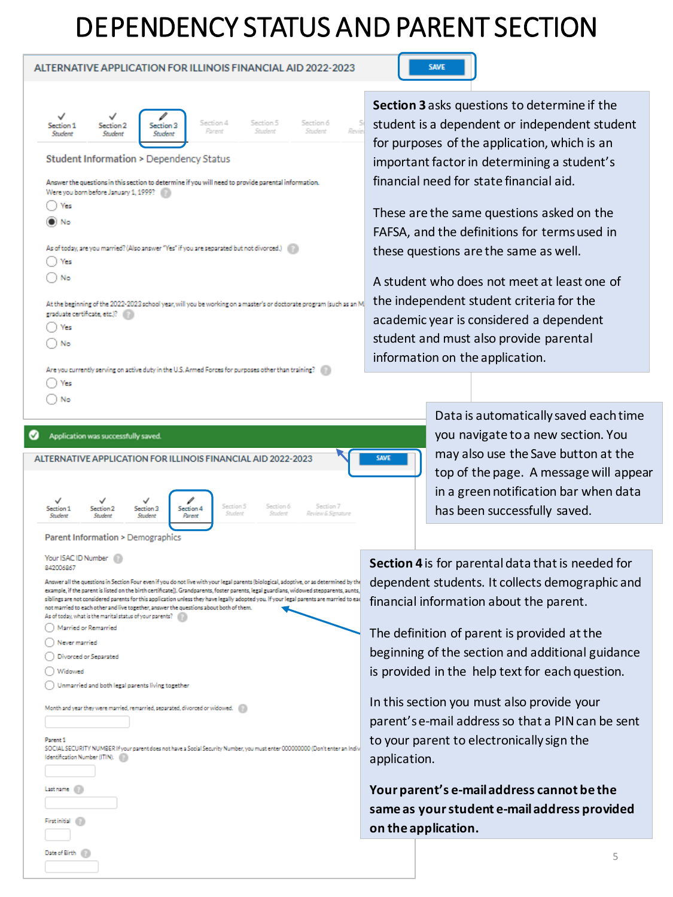# DEPENDENCY STATUS AND PARENT SECTION

ALTERNATIVE APPLICATION FOR ILLINOIS FINANCIAL AID 2022-2023

SAVE

Section 1 Student | Section 2 Student | Section 3 Student | Section 4 Parent | Section 5 Student | Section 6 Student

Student Information > Dependency Status

Answer the questions in this section to determine if you will need to provide parental information.

Were you born before January 1, 1999?

- Yes
- No

As of today, are you married? (Also answer "Yes" if you are separated but not divorced.)

- Yes
- No

At the beginning of the 2022-2023 school year, will you be working on a master's or doctorate program (such as an M... graduate certificate, etc.)?

- Yes
- No

Are you currently serving on active duty in the U.S. Armed Forces for purposes other than training?

- Yes
- No

**Section 3** asks questions to determine if the student is a dependent or independent student for purposes of the application, which is an important factor in determining a student's financial need for state financial aid.

These are the same questions asked on the FAFSA, and the definitions for terms used in these questions are the same as well.

A student who does not meet at least one of the independent student criteria for the academic year is considered a dependent student and must also provide parental information on the application.

Data is automatically saved each time you navigate to a new section. You may also use the Save button at the top of the page. A message will appear in a green notification bar when data has been successfully saved.

Application was successfully saved.

ALTERNATIVE APPLICATION FOR ILLINOIS FINANCIAL AID 2022-2023

SAVE

Section 1 Student | Section 2 Student | Section 3 Student | Section 4 Parent | Section 5 Student | Section 6 Student | Section 7 Review & Signature

Parent Information > Demographics

Your ISAC ID Number

842006867

Answer all the questions in Section Four even if you do not live with your legal parents (biological, adoptive, or as determined by the... example, if the parent is listed on the birth certificate). Grandparents, foster parents, legal guardians, widowed stepparents, aunts, siblings are not considered parents for this application unless they have legally adopted you. If your legal parents are married to ea... not married to each other and live together, answer the questions about both of them.

As of today, what is the marital status of your parents?

- Married or Remarried
- Never married
- Divorced or Separated
- Widowed
- Unmarried and both legal parents living together

Month and year they were married, remarried, separated, divorced or widowed.

Parent 1

SOCIAL SECURITY NUMBER If your parent does not have a Social Security Number, you must enter 000000000 (Don't enter an Indiv... Identification Number (ITIN).

Last name

First initial

Date of Birth

**Section 4** is for parental data that is needed for dependent students. It collects demographic and financial information about the parent.

The definition of parent is provided at the beginning of the section and additional guidance is provided in the help text for each question.

In this section you must also provide your parent's e-mail address so that a PIN can be sent to your parent to electronically sign the application.

**Your parent's e-mail address cannot be the same as your student e-mail address provided on the application.**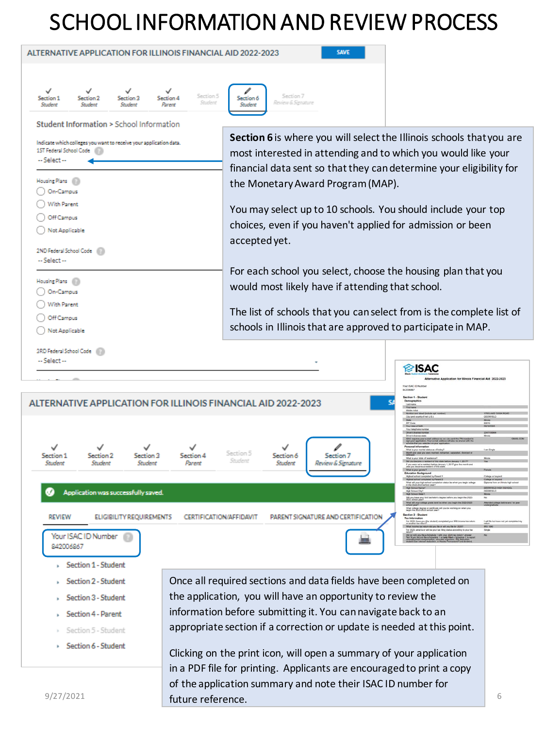# SCHOOL INFORMATION AND REVIEW PROCESS

ALTERNATIVE APPLICATION FOR ILLINOIS FINANCIAL AID 2022-2023

SAVE

Section 1 Student | Section 2 Student | Section 3 Student | Section 4 Parent | Section 5 Student | Section 6 Student | Section 7 Review & Signature

Student Information > School Information

Indicate which colleges you want to receive your application data.

1ST Federal School Code
-- Select --

Housing Plans
- On-Campus
- With Parent
- Off Campus
- Not Applicable

2ND Federal School Code
-- Select --

Housing Plans
- On-Campus
- With Parent
- Off Campus
- Not Applicable

3RD Federal School Code
-- Select --

**Section 6** is where you will select the Illinois schools that you are most interested in attending and to which you would like your financial data sent so that they can determine your eligibility for the Monetary Award Program (MAP).

You may select up to 10 schools. You should include your top choices, even if you haven't applied for admission or been accepted yet.

For each school you select, choose the housing plan that you would most likely have if attending that school.

The list of schools that you can select from is the complete list of schools in Illinois that are approved to participate in MAP.

ALTERNATIVE APPLICATION FOR ILLINOIS FINANCIAL AID 2022-2023

Section 1 Student | Section 2 Student | Section 3 Student | Section 4 Parent | Section 5 Student | Section 6 Student | Section 7 Review & Signature

Application was successfully saved.

REVIEW | ELIGIBILITY REQUIREMENTS | CERTIFICATION/AFFIDAVIT | PARENT SIGNATURE AND CERTIFICATION

Your ISAC ID Number
842006867

- Section 1 - Student
- Section 2 - Student
- Section 3 - Student
- Section 4 - Parent
- Section 5 - Student
- Section 6 - Student

Once all required sections and data fields have been completed on the application, you will have an opportunity to review the information before submitting it. You can navigate back to an appropriate section if a correction or update is needed at this point.

Clicking on the print icon, will open a summary of your application in a PDF file for printing. Applicants are encouraged to print a copy of the application summary and note their ISAC ID number for future reference.

9/27/2021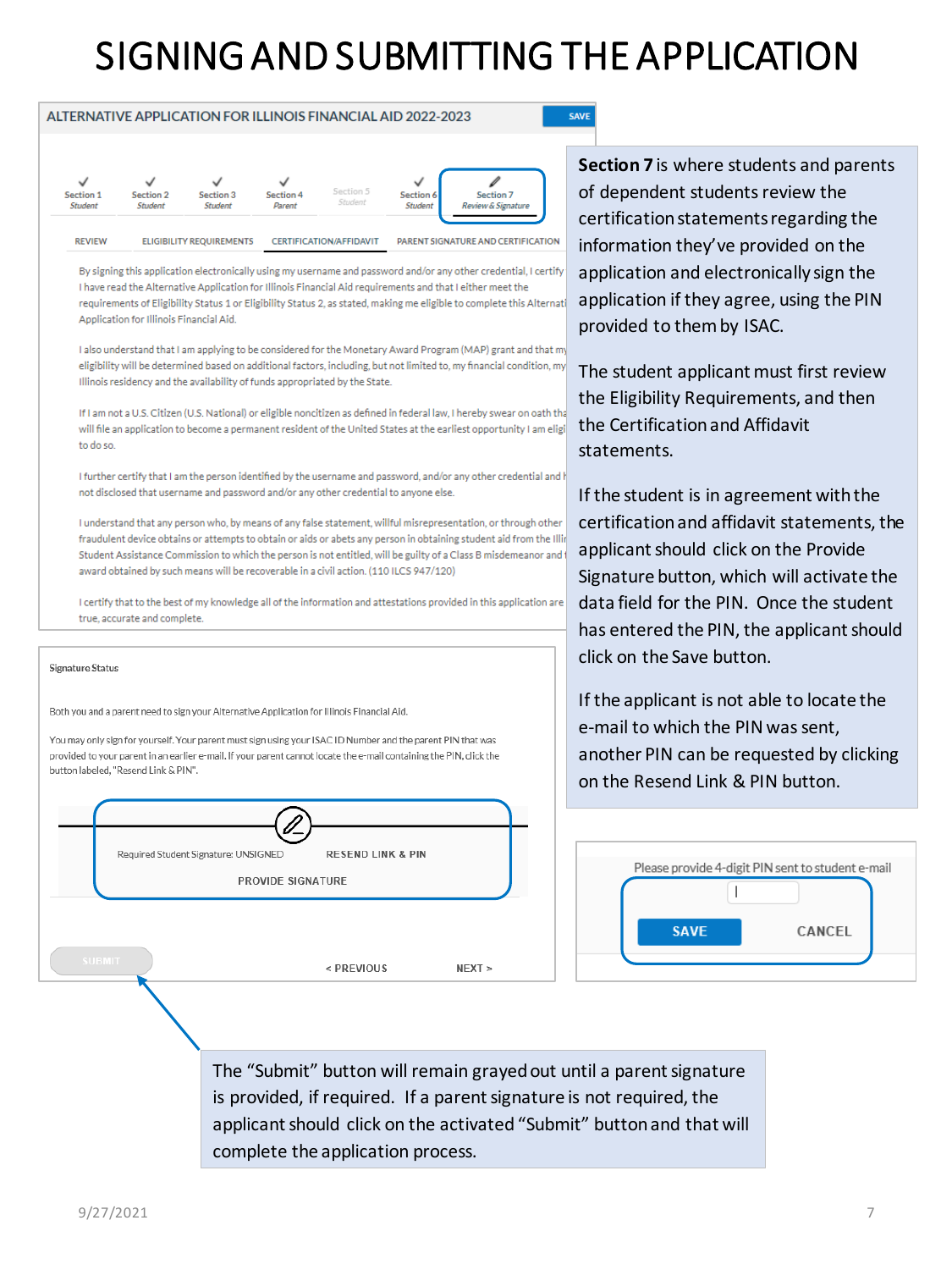# SIGNING AND SUBMITTING THE APPLICATION

ALTERNATIVE APPLICATION FOR ILLINOIS FINANCIAL AID 2022-2023

SAVE

Section 1 Student | Section 2 Student | Section 3 Student | Section 4 Parent | Section 5 Student | Section 6 Student | Section 7 Review & Signature

REVIEW | ELIGIBILITY REQUIREMENTS | CERTIFICATION/AFFIDAVIT | PARENT SIGNATURE AND CERTIFICATION

By signing this application electronically using my username and password and/or any other credential, I certify I have read the Alternative Application for Illinois Financial Aid requirements and that I either meet the requirements of Eligibility Status 1 or Eligibility Status 2, as stated, making me eligible to complete this Alternati Application for Illinois Financial Aid.

I also understand that I am applying to be considered for the Monetary Award Program (MAP) grant and that my eligibility will be determined based on additional factors, including, but not limited to, my financial condition, my Illinois residency and the availability of funds appropriated by the State.

If I am not a U.S. Citizen (U.S. National) or eligible noncitizen as defined in federal law, I hereby swear on oath tha will file an application to become a permanent resident of the United States at the earliest opportunity I am eligi to do so.

I further certify that I am the person identified by the username and password, and/or any other credential and h not disclosed that username and password and/or any other credential to anyone else.

I understand that any person who, by means of any false statement, willful misrepresentation, or through other fraudulent device obtains or attempts to obtain or aids or abets any person in obtaining student aid from the Illi Student Assistance Commission to which the person is not entitled, will be guilty of a Class B misdemeanor and award obtained by such means will be recoverable in a civil action. (110 ILCS 947/120)

I certify that to the best of my knowledge all of the information and attestations provided in this application are true, accurate and complete.

**Section 7** is where students and parents of dependent students review the certification statements regarding the information they've provided on the application and electronically sign the application if they agree, using the PIN provided to them by ISAC.

The student applicant must first review the Eligibility Requirements, and then the Certification and Affidavit statements.

If the student is in agreement with the certification and affidavit statements, the applicant should click on the Provide Signature button, which will activate the data field for the PIN. Once the student has entered the PIN, the applicant should click on the Save button.

If the applicant is not able to locate the e-mail to which the PIN was sent, another PIN can be requested by clicking on the Resend Link & PIN button.

Signature Status

Both you and a parent need to sign your Alternative Application for Illinois Financial Aid.

You may only sign for yourself. Your parent must sign using your ISAC ID Number and the parent PIN that was provided to your parent in an earlier e-mail. If your parent cannot locate the e-mail containing the PIN, click the button labeled, "Resend Link & PIN".

Required Student Signature: UNSIGNED    RESEND LINK & PIN

PROVIDE SIGNATURE

SUBMIT    < PREVIOUS    NEXT >

Please provide 4-digit PIN sent to student e-mail

SAVE    CANCEL

The "Submit" button will remain grayed out until a parent signature is provided, if required. If a parent signature is not required, the applicant should click on the activated "Submit" button and that will complete the application process.

9/27/2021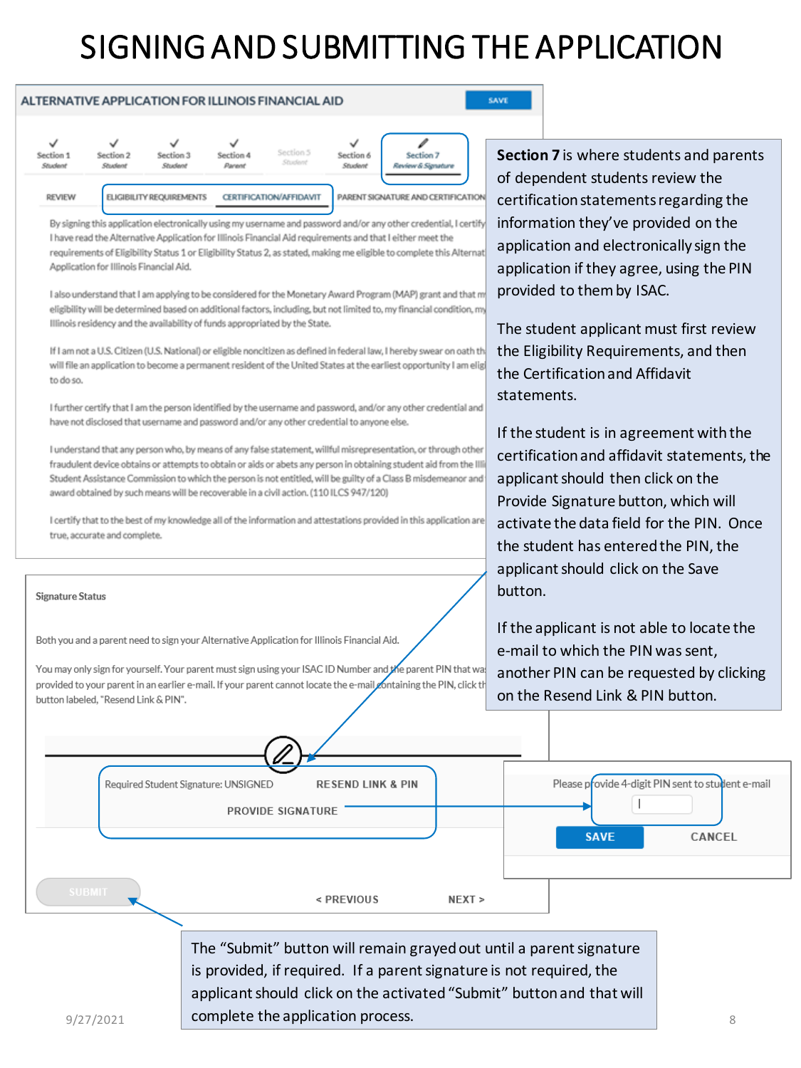# SIGNING AND SUBMITTING THE APPLICATION

ALTERNATIVE APPLICATION FOR ILLINOIS FINANCIAL AID

SAVE

Section 1 Student | Section 2 Student | Section 3 Student | Section 4 Parent | Section 5 Student | Section 6 Student | Section 7 Review & Signature

REVIEW | ELIGIBILITY REQUIREMENTS | CERTIFICATION/AFFIDAVIT | PARENT SIGNATURE AND CERTIFICATION

By signing this application electronically using my username and password and/or any other credential, I certify I have read the Alternative Application for Illinois Financial Aid requirements and that I either meet the requirements of Eligibility Status 1 or Eligibility Status 2, as stated, making me eligible to complete this Alternat Application for Illinois Financial Aid.

I also understand that I am applying to be considered for the Monetary Award Program (MAP) grant and that m eligibility will be determined based on additional factors, including, but not limited to, my financial condition, my Illinois residency and the availability of funds appropriated by the State.

If I am not a U.S. Citizen (U.S. National) or eligible noncitizen as defined in federal law, I hereby swear on oath th will file an application to become a permanent resident of the United States at the earliest opportunity I am eligi to do so.

I further certify that I am the person identified by the username and password, and/or any other credential and have not disclosed that username and password and/or any other credential to anyone else.

I understand that any person who, by means of any false statement, willful misrepresentation, or through other fraudulent device obtains or attempts to obtain or aids or abets any person in obtaining student aid from the Illi Student Assistance Commission to which the person is not entitled, will be guilty of a Class B misdemeanor and award obtained by such means will be recoverable in a civil action. (110 ILCS 947/120)

I certify that to the best of my knowledge all of the information and attestations provided in this application are true, accurate and complete.

**Section 7** is where students and parents of dependent students review the certification statements regarding the information they've provided on the application and electronically sign the application if they agree, using the PIN provided to them by ISAC.

The student applicant must first review the Eligibility Requirements, and then the Certification and Affidavit statements.

If the student is in agreement with the certification and affidavit statements, the applicant should then click on the Provide Signature button, which will activate the data field for the PIN. Once the student has entered the PIN, the applicant should click on the Save button.

If the applicant is not able to locate the e-mail to which the PIN was sent, another PIN can be requested by clicking on the Resend Link & PIN button.

Signature Status

Both you and a parent need to sign your Alternative Application for Illinois Financial Aid.

You may only sign for yourself. Your parent must sign using your ISAC ID Number and the parent PIN that wa provided to your parent in an earlier e-mail. If your parent cannot locate the e-mail containing the PIN, click th button labeled, "Resend Link & PIN".

Required Student Signature: UNSIGNED — RESEND LINK & PIN

PROVIDE SIGNATURE

Please provide 4-digit PIN sent to student e-mail

SAVE — CANCEL

SUBMIT — < PREVIOUS — NEXT >

The "Submit" button will remain grayed out until a parent signature is provided, if required. If a parent signature is not required, the applicant should click on the activated "Submit" button and that will complete the application process.

9/27/2021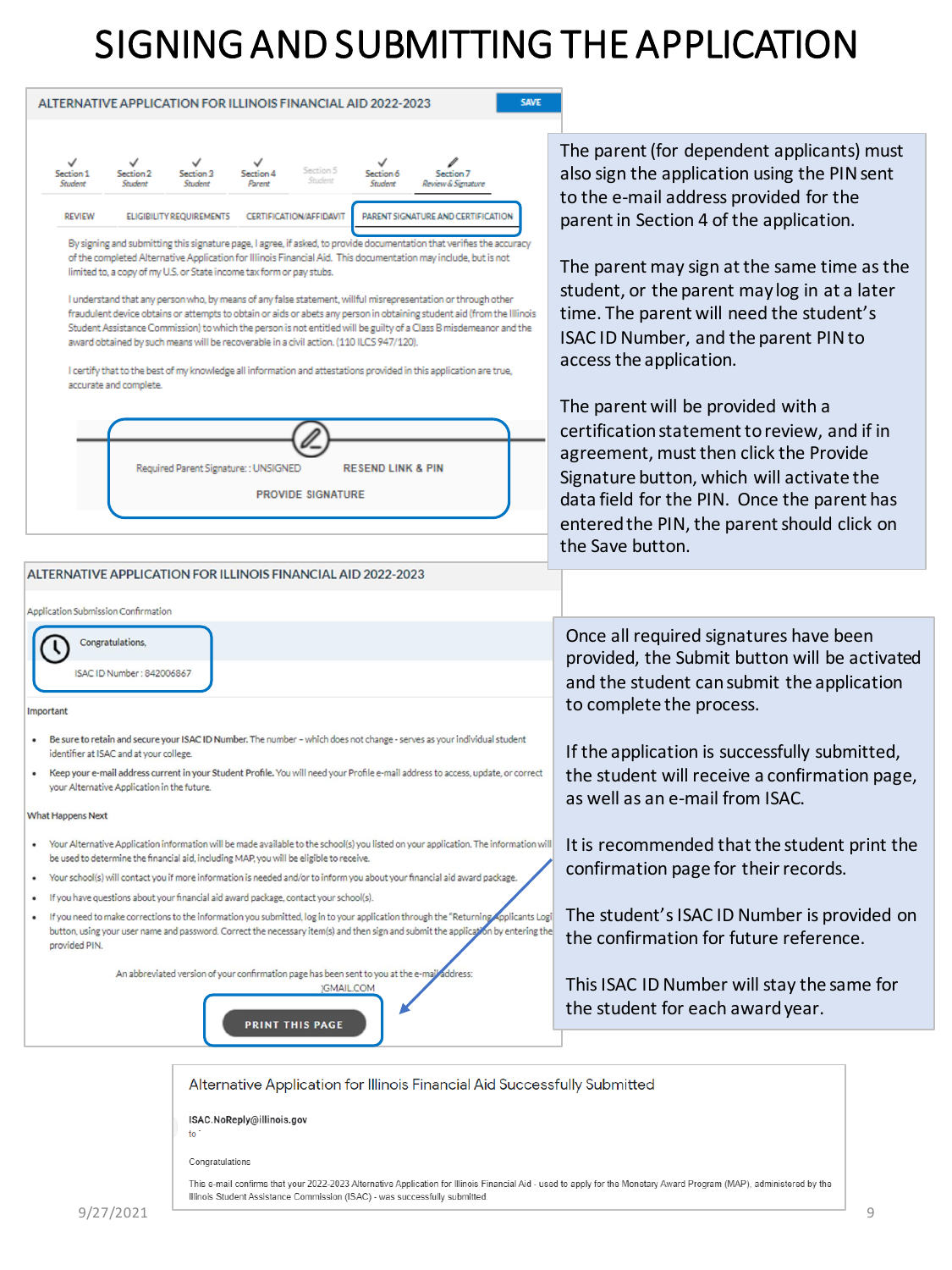# SIGNING AND SUBMITTING THE APPLICATION

ALTERNATIVE APPLICATION FOR ILLINOIS FINANCIAL AID 2022-2023

SAVE

Section 1 Student | Section 2 Student | Section 3 Student | Section 4 Parent | Section 5 Student | Section 6 Student | Section 7 Review & Signature

REVIEW | ELIGIBILITY REQUIREMENTS | CERTIFICATION/AFFIDAVIT | PARENT SIGNATURE AND CERTIFICATION

By signing and submitting this signature page, I agree, if asked, to provide documentation that verifies the accuracy of the completed Alternative Application for Illinois Financial Aid. This documentation may include, but is not limited to, a copy of my U.S. or State income tax form or pay stubs.

I understand that any person who, by means of any false statement, willful misrepresentation or through other fraudulent device obtains or attempts to obtain or aids or abets any person in obtaining student aid (from the Illinois Student Assistance Commission) to which the person is not entitled will be guilty of a Class B misdemeanor and the award obtained by such means will be recoverable in a civil action. (110 ILCS 947/120).

I certify that to the best of my knowledge all information and attestations provided in this application are true, accurate and complete.

Required Parent Signature: : UNSIGNED    RESEND LINK & PIN

PROVIDE SIGNATURE

The parent (for dependent applicants) must also sign the application using the PIN sent to the e-mail address provided for the parent in Section 4 of the application.

The parent may sign at the same time as the student, or the parent may log in at a later time. The parent will need the student's ISAC ID Number, and the parent PIN to access the application.

The parent will be provided with a certification statement to review, and if in agreement, must then click the Provide Signature button, which will activate the data field for the PIN. Once the parent has entered the PIN, the parent should click on the Save button.

ALTERNATIVE APPLICATION FOR ILLINOIS FINANCIAL AID 2022-2023

Application Submission Confirmation

Congratulations,

ISAC ID Number : 842006867

Important

- Be sure to retain and secure your ISAC ID Number. The number – which does not change – serves as your individual student identifier at ISAC and at your college.
- Keep your e-mail address current in your Student Profile. You will need your Profile e-mail address to access, update, or correct your Alternative Application in the future.

What Happens Next

- Your Alternative Application information will be made available to the school(s) you listed on your application. The information will be used to determine the financial aid, including MAP, you will be eligible to receive.
- Your school(s) will contact you if more information is needed and/or to inform you about your financial aid award package.
- If you have questions about your financial aid award package, contact your school(s).
- If you need to make corrections to the information you submitted, log in to your application through the "Returning Applicants Logi[n]" button, using your user name and password. Correct the necessary item(s) and then sign and submit the application by entering the provided PIN.

An abbreviated version of your confirmation page has been sent to you at the e-mail address: ...GMAIL.COM

PRINT THIS PAGE

Once all required signatures have been provided, the Submit button will be activated and the student can submit the application to complete the process.

If the application is successfully submitted, the student will receive a confirmation page, as well as an e-mail from ISAC.

It is recommended that the student print the confirmation page for their records.

The student's ISAC ID Number is provided on the confirmation for future reference.

This ISAC ID Number will stay the same for the student for each award year.

Alternative Application for Illinois Financial Aid Successfully Submitted

ISAC.NoReply@illinois.gov

to

Congratulations

This e-mail confirms that your 2022-2023 Alternative Application for Illinois Financial Aid - used to apply for the Monetary Award Program (MAP), administered by the Illinois Student Assistance Commission (ISAC) - was successfully submitted.

9/27/2021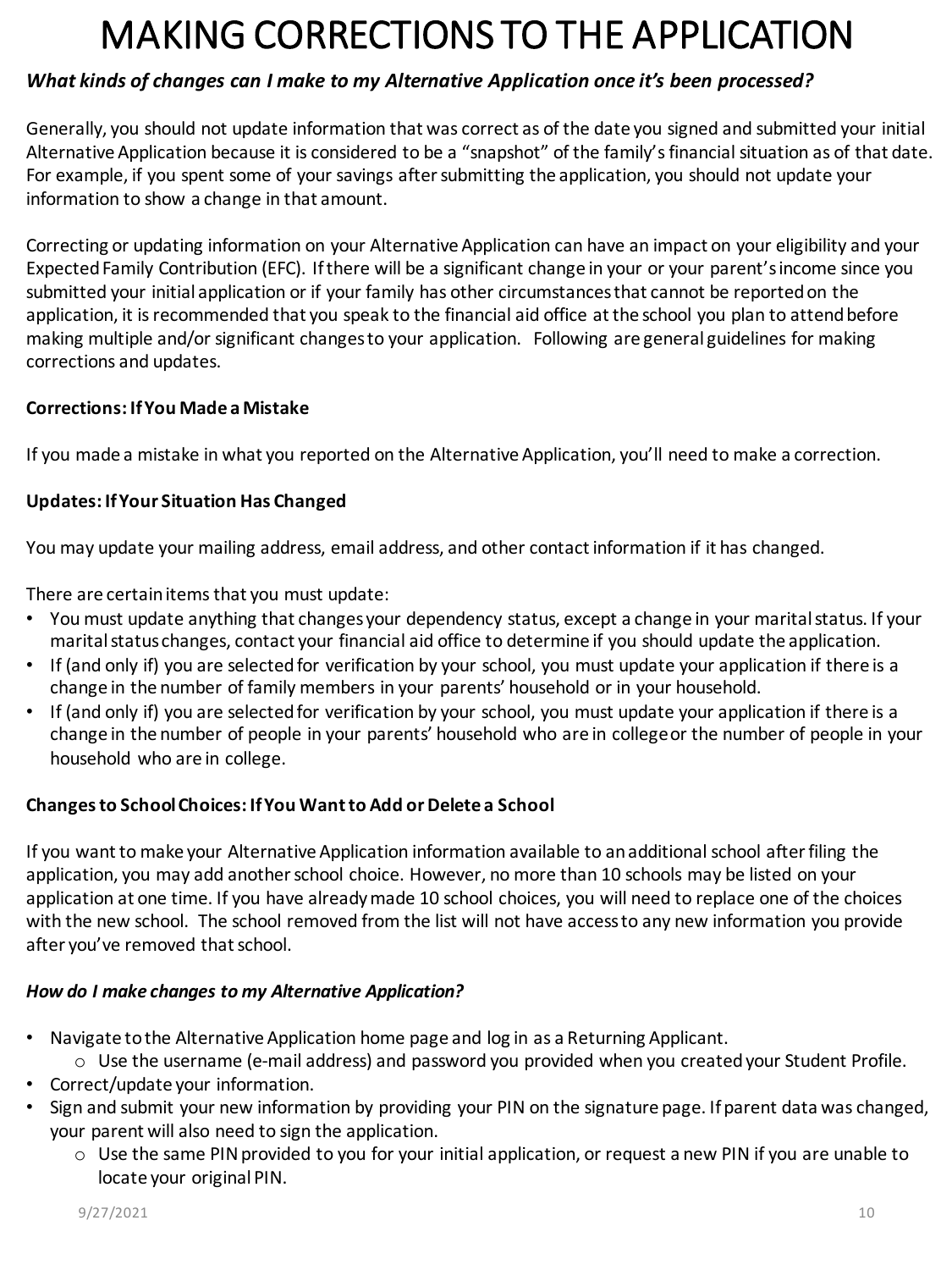# MAKING CORRECTIONS TO THE APPLICATION

***What kinds of changes can I make to my Alternative Application once it's been processed?***

Generally, you should not update information that was correct as of the date you signed and submitted your initial Alternative Application because it is considered to be a "snapshot" of the family's financial situation as of that date. For example, if you spent some of your savings after submitting the application, you should not update your information to show a change in that amount.

Correcting or updating information on your Alternative Application can have an impact on your eligibility and your Expected Family Contribution (EFC). If there will be a significant change in your or your parent's income since you submitted your initial application or if your family has other circumstances that cannot be reported on the application, it is recommended that you speak to the financial aid office at the school you plan to attend before making multiple and/or significant changes to your application. Following are general guidelines for making corrections and updates.

**Corrections: If You Made a Mistake**

If you made a mistake in what you reported on the Alternative Application, you'll need to make a correction.

**Updates: If Your Situation Has Changed**

You may update your mailing address, email address, and other contact information if it has changed.

There are certain items that you must update:

- You must update anything that changes your dependency status, except a change in your marital status. If your marital status changes, contact your financial aid office to determine if you should update the application.
- If (and only if) you are selected for verification by your school, you must update your application if there is a change in the number of family members in your parents' household or in your household.
- If (and only if) you are selected for verification by your school, you must update your application if there is a change in the number of people in your parents' household who are in college or the number of people in your household who are in college.

**Changes to School Choices: If You Want to Add or Delete a School**

If you want to make your Alternative Application information available to an additional school after filing the application, you may add another school choice. However, no more than 10 schools may be listed on your application at one time. If you have already made 10 school choices, you will need to replace one of the choices with the new school. The school removed from the list will not have access to any new information you provide after you've removed that school.

***How do I make changes to my Alternative Application?***

- Navigate to the Alternative Application home page and log in as a Returning Applicant.
  - Use the username (e-mail address) and password you provided when you created your Student Profile.
- Correct/update your information.
- Sign and submit your new information by providing your PIN on the signature page. If parent data was changed, your parent will also need to sign the application.
  - Use the same PIN provided to you for your initial application, or request a new PIN if you are unable to locate your original PIN.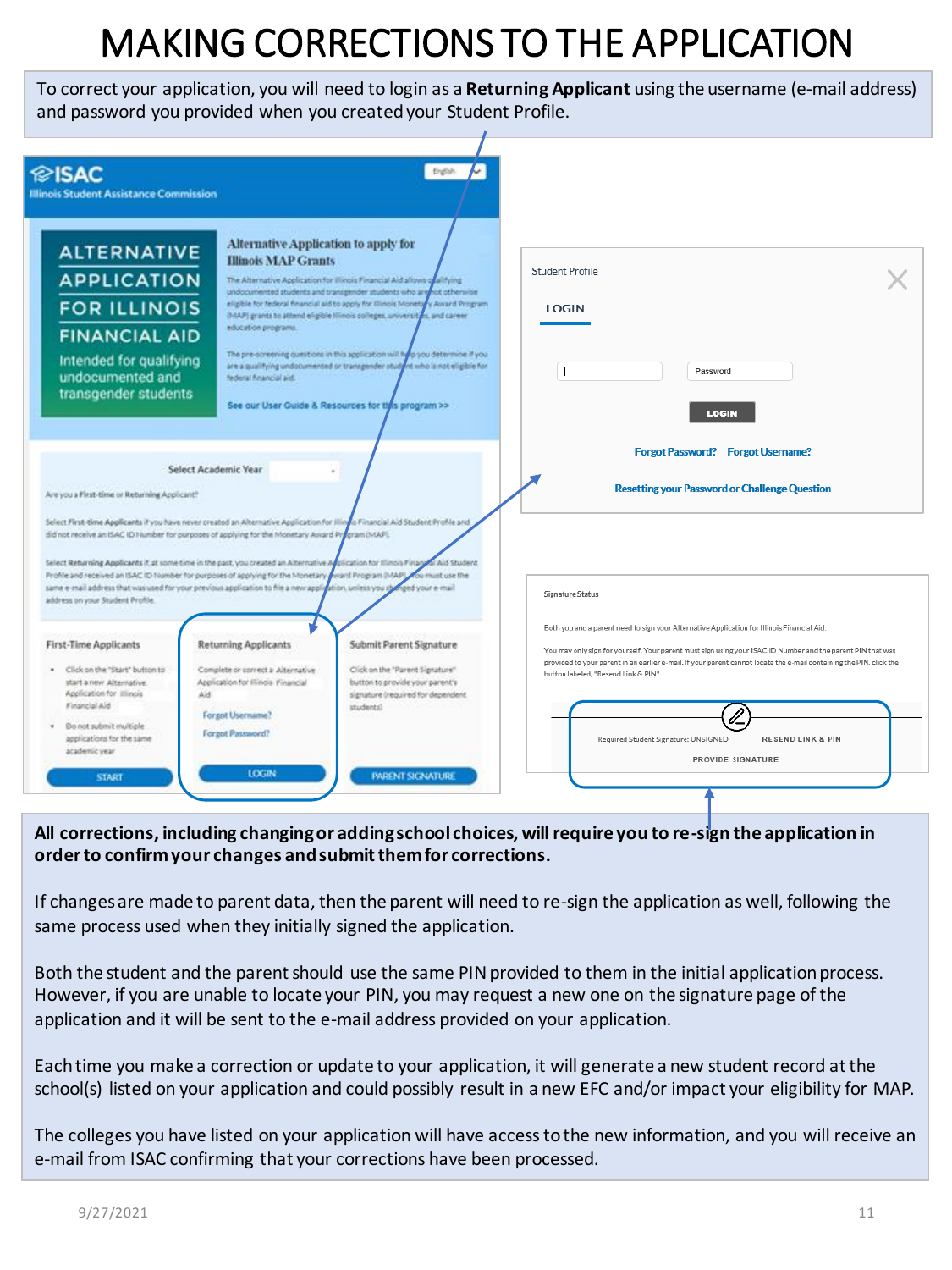# MAKING CORRECTIONS TO THE APPLICATION

To correct your application, you will need to login as a **Returning Applicant** using the username (e-mail address) and password you provided when you created your Student Profile.

**All corrections, including changing or adding school choices, will require you to re-sign the application in order to confirm your changes and submit them for corrections.**

If changes are made to parent data, then the parent will need to re-sign the application as well, following the same process used when they initially signed the application.

Both the student and the parent should use the same PIN provided to them in the initial application process. However, if you are unable to locate your PIN, you may request a new one on the signature page of the application and it will be sent to the e-mail address provided on your application.

Each time you make a correction or update to your application, it will generate a new student record at the school(s) listed on your application and could possibly result in a new EFC and/or impact your eligibility for MAP.

The colleges you have listed on your application will have access to the new information, and you will receive an e-mail from ISAC confirming that your corrections have been processed.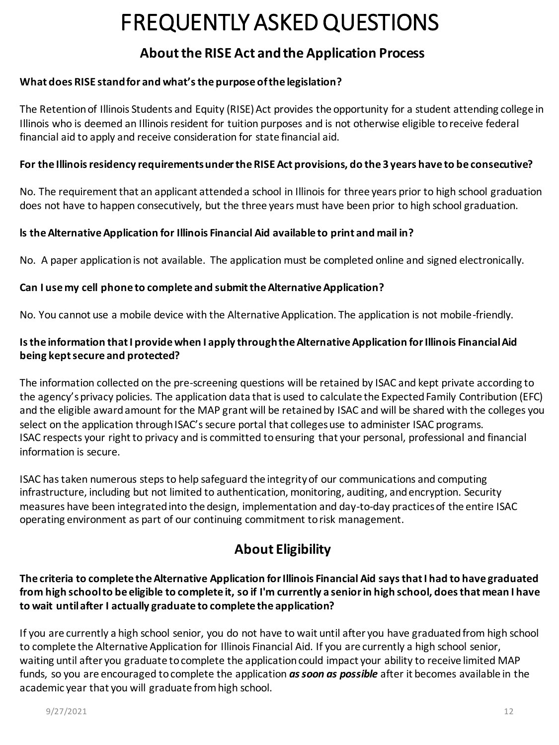# FREQUENTLY ASKED QUESTIONS

## About the RISE Act and the Application Process

**What does RISE stand for and what's the purpose of the legislation?**

The Retention of Illinois Students and Equity (RISE) Act provides the opportunity for a student attending college in Illinois who is deemed an Illinois resident for tuition purposes and is not otherwise eligible to receive federal financial aid to apply and receive consideration for state financial aid.

**For the Illinois residency requirements under the RISE Act provisions, do the 3 years have to be consecutive?**

No. The requirement that an applicant attended a school in Illinois for three years prior to high school graduation does not have to happen consecutively, but the three years must have been prior to high school graduation.

**Is the Alternative Application for Illinois Financial Aid available to print and mail in?**

No. A paper application is not available. The application must be completed online and signed electronically.

**Can I use my cell phone to complete and submit the Alternative Application?**

No. You cannot use a mobile device with the Alternative Application. The application is not mobile-friendly.

**Is the information that I provide when I apply through the Alternative Application for Illinois Financial Aid being kept secure and protected?**

The information collected on the pre-screening questions will be retained by ISAC and kept private according to the agency's privacy policies. The application data that is used to calculate the Expected Family Contribution (EFC) and the eligible award amount for the MAP grant will be retained by ISAC and will be shared with the colleges you select on the application through ISAC's secure portal that colleges use to administer ISAC programs. ISAC respects your right to privacy and is committed to ensuring that your personal, professional and financial information is secure.

ISAC has taken numerous steps to help safeguard the integrity of our communications and computing infrastructure, including but not limited to authentication, monitoring, auditing, and encryption. Security measures have been integrated into the design, implementation and day-to-day practices of the entire ISAC operating environment as part of our continuing commitment to risk management.

## About Eligibility

**The criteria to complete the Alternative Application for Illinois Financial Aid says that I had to have graduated from high school to be eligible to complete it, so if I'm currently a senior in high school, does that mean I have to wait until after I actually graduate to complete the application?**

If you are currently a high school senior, you do not have to wait until after you have graduated from high school to complete the Alternative Application for Illinois Financial Aid. If you are currently a high school senior, waiting until after you graduate to complete the application could impact your ability to receive limited MAP funds, so you are encouraged to complete the application ***as soon as possible*** after it becomes available in the academic year that you will graduate from high school.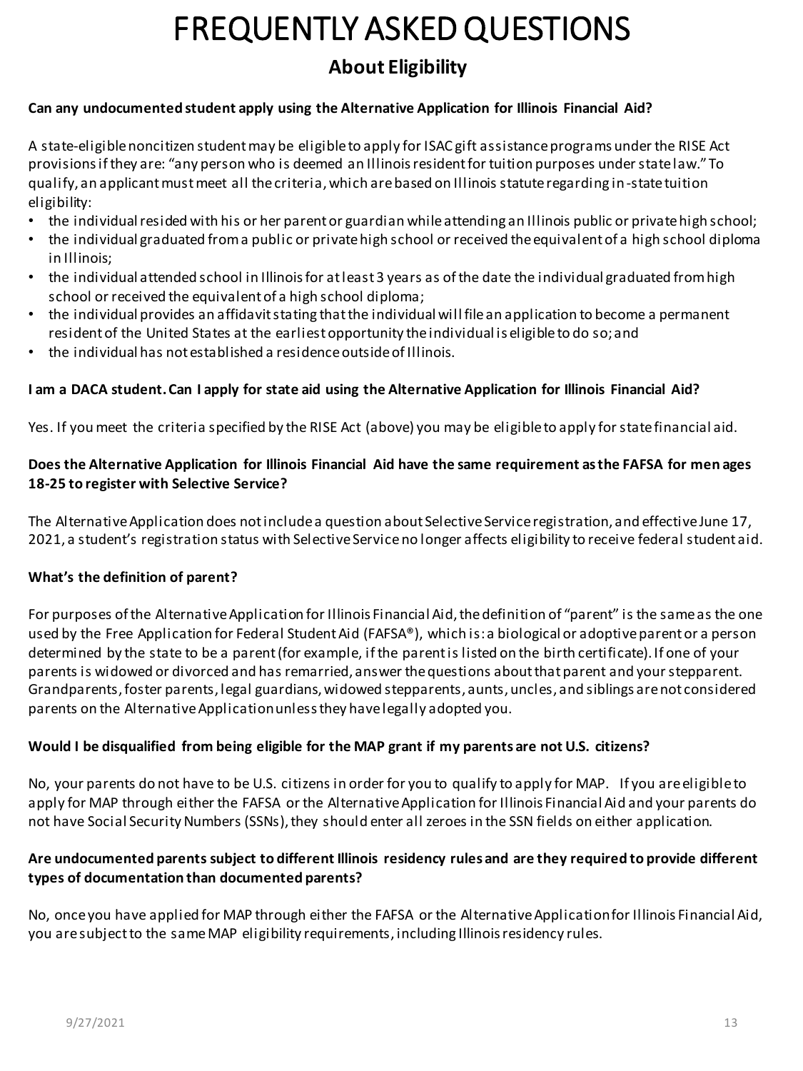# FREQUENTLY ASKED QUESTIONS

## About Eligibility

**Can any undocumented student apply using the Alternative Application for Illinois Financial Aid?**

A state-eligible noncitizen student may be eligible to apply for ISAC gift assistance programs under the RISE Act provisions if they are: "any person who is deemed an Illinois resident for tuition purposes under state law." To qualify, an applicant must meet all the criteria, which are based on Illinois statute regarding in-state tuition eligibility:

- the individual resided with his or her parent or guardian while attending an Illinois public or private high school;
- the individual graduated from a public or private high school or received the equivalent of a high school diploma in Illinois;
- the individual attended school in Illinois for at least 3 years as of the date the individual graduated from high school or received the equivalent of a high school diploma;
- the individual provides an affidavit stating that the individual will file an application to become a permanent resident of the United States at the earliest opportunity the individual is eligible to do so; and
- the individual has not established a residence outside of Illinois.

**I am a DACA student. Can I apply for state aid using the Alternative Application for Illinois Financial Aid?**

Yes. If you meet the criteria specified by the RISE Act (above) you may be eligible to apply for state financial aid.

**Does the Alternative Application for Illinois Financial Aid have the same requirement as the FAFSA for men ages 18-25 to register with Selective Service?**

The Alternative Application does not include a question about Selective Service registration, and effective June 17, 2021, a student's registration status with Selective Service no longer affects eligibility to receive federal student aid.

**What's the definition of parent?**

For purposes of the Alternative Application for Illinois Financial Aid, the definition of "parent" is the same as the one used by the Free Application for Federal Student Aid (FAFSA®), which is: a biological or adoptive parent or a person determined by the state to be a parent (for example, if the parent is listed on the birth certificate). If one of your parents is widowed or divorced and has remarried, answer the questions about that parent and your stepparent. Grandparents, foster parents, legal guardians, widowed stepparents, aunts, uncles, and siblings are not considered parents on the Alternative Application unless they have legally adopted you.

**Would I be disqualified from being eligible for the MAP grant if my parents are not U.S. citizens?**

No, your parents do not have to be U.S. citizens in order for you to qualify to apply for MAP. If you are eligible to apply for MAP through either the FAFSA or the Alternative Application for Illinois Financial Aid and your parents do not have Social Security Numbers (SSNs), they should enter all zeroes in the SSN fields on either application.

**Are undocumented parents subject to different Illinois residency rules and are they required to provide different types of documentation than documented parents?**

No, once you have applied for MAP through either the FAFSA or the Alternative Application for Illinois Financial Aid, you are subject to the same MAP eligibility requirements, including Illinois residency rules.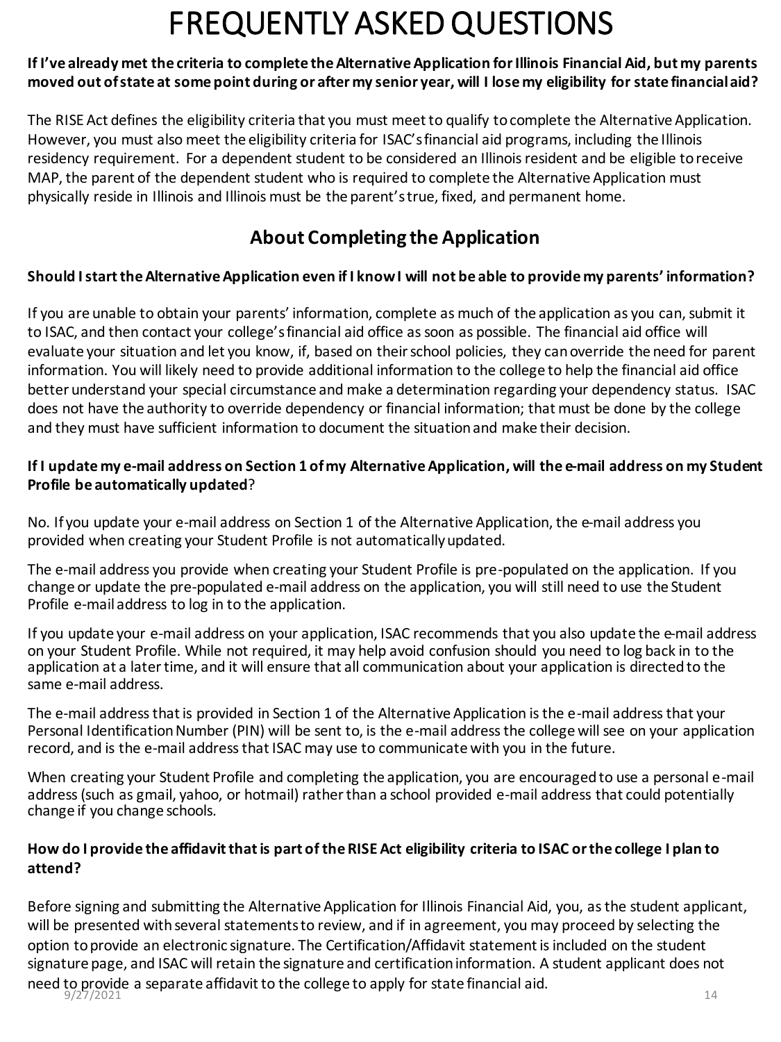# FREQUENTLY ASKED QUESTIONS

**If I've already met the criteria to complete the Alternative Application for Illinois Financial Aid, but my parents moved out of state at some point during or after my senior year, will I lose my eligibility for state financial aid?**

The RISE Act defines the eligibility criteria that you must meet to qualify to complete the Alternative Application. However, you must also meet the eligibility criteria for ISAC's financial aid programs, including the Illinois residency requirement. For a dependent student to be considered an Illinois resident and be eligible to receive MAP, the parent of the dependent student who is required to complete the Alternative Application must physically reside in Illinois and Illinois must be the parent's true, fixed, and permanent home.

## About Completing the Application

**Should I start the Alternative Application even if I know I will not be able to provide my parents' information?**

If you are unable to obtain your parents' information, complete as much of the application as you can, submit it to ISAC, and then contact your college's financial aid office as soon as possible. The financial aid office will evaluate your situation and let you know, if, based on their school policies, they can override the need for parent information. You will likely need to provide additional information to the college to help the financial aid office better understand your special circumstance and make a determination regarding your dependency status. ISAC does not have the authority to override dependency or financial information; that must be done by the college and they must have sufficient information to document the situation and make their decision.

**If I update my e-mail address on Section 1 of my Alternative Application, will the e-mail address on my Student Profile be automatically updated**?

No. If you update your e-mail address on Section 1 of the Alternative Application, the e-mail address you provided when creating your Student Profile is not automatically updated.

The e-mail address you provide when creating your Student Profile is pre-populated on the application. If you change or update the pre-populated e-mail address on the application, you will still need to use the Student Profile e-mail address to log in to the application.

If you update your e-mail address on your application, ISAC recommends that you also update the e-mail address on your Student Profile. While not required, it may help avoid confusion should you need to log back in to the application at a later time, and it will ensure that all communication about your application is directed to the same e-mail address.

The e-mail address that is provided in Section 1 of the Alternative Application is the e-mail address that your Personal Identification Number (PIN) will be sent to, is the e-mail address the college will see on your application record, and is the e-mail address that ISAC may use to communicate with you in the future.

When creating your Student Profile and completing the application, you are encouraged to use a personal e-mail address (such as gmail, yahoo, or hotmail) rather than a school provided e-mail address that could potentially change if you change schools.

**How do I provide the affidavit that is part of the RISE Act eligibility criteria to ISAC or the college I plan to attend?**

Before signing and submitting the Alternative Application for Illinois Financial Aid, you, as the student applicant, will be presented with several statements to review, and if in agreement, you may proceed by selecting the option to provide an electronic signature. The Certification/Affidavit statement is included on the student signature page, and ISAC will retain the signature and certification information. A student applicant does not need to provide a separate affidavit to the college to apply for state financial aid.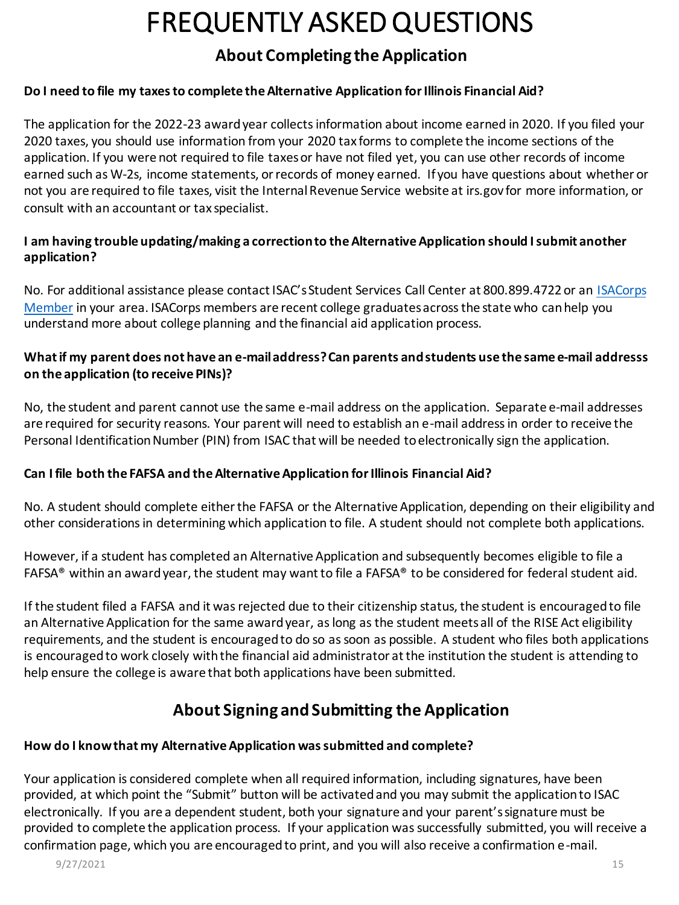# FREQUENTLY ASKED QUESTIONS

## About Completing the Application

**Do I need to file my taxes to complete the Alternative Application for Illinois Financial Aid?**

The application for the 2022-23 award year collects information about income earned in 2020. If you filed your 2020 taxes, you should use information from your 2020 tax forms to complete the income sections of the application. If you were not required to file taxes or have not filed yet, you can use other records of income earned such as W-2s, income statements, or records of money earned. If you have questions about whether or not you are required to file taxes, visit the Internal Revenue Service website at irs.gov for more information, or consult with an accountant or tax specialist.

**I am having trouble updating/making a correction to the Alternative Application should I submit another application?**

No. For additional assistance please contact ISAC's Student Services Call Center at 800.899.4722 or an ISACorps Member in your area. ISACorps members are recent college graduates across the state who can help you understand more about college planning and the financial aid application process.

**What if my parent does not have an e-mail address? Can parents and students use the same e-mail addresss on the application (to receive PINs)?**

No, the student and parent cannot use the same e-mail address on the application. Separate e-mail addresses are required for security reasons. Your parent will need to establish an e-mail address in order to receive the Personal Identification Number (PIN) from ISAC that will be needed to electronically sign the application.

**Can I file both the FAFSA and the Alternative Application for Illinois Financial Aid?**

No. A student should complete either the FAFSA or the Alternative Application, depending on their eligibility and other considerations in determining which application to file. A student should not complete both applications.

However, if a student has completed an Alternative Application and subsequently becomes eligible to file a FAFSA® within an award year, the student may want to file a FAFSA® to be considered for federal student aid.

If the student filed a FAFSA and it was rejected due to their citizenship status, the student is encouraged to file an Alternative Application for the same award year, as long as the student meets all of the RISE Act eligibility requirements, and the student is encouraged to do so as soon as possible. A student who files both applications is encouraged to work closely with the financial aid administrator at the institution the student is attending to help ensure the college is aware that both applications have been submitted.

## About Signing and Submitting the Application

**How do I know that my Alternative Application was submitted and complete?**

Your application is considered complete when all required information, including signatures, have been provided, at which point the "Submit" button will be activated and you may submit the application to ISAC electronically. If you are a dependent student, both your signature and your parent's signature must be provided to complete the application process. If your application was successfully submitted, you will receive a confirmation page, which you are encouraged to print, and you will also receive a confirmation e-mail.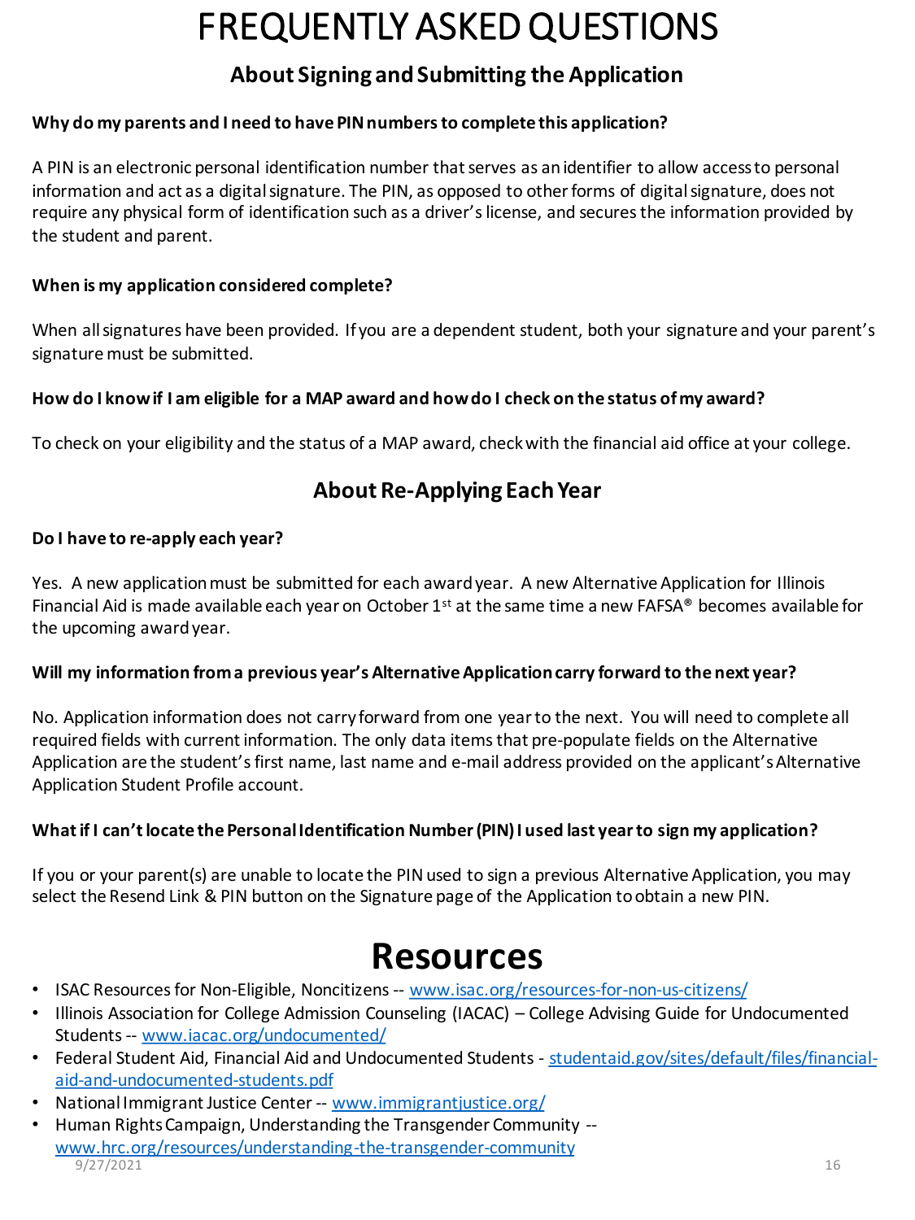# FREQUENTLY ASKED QUESTIONS

## About Signing and Submitting the Application

**Why do my parents and I need to have PIN numbers to complete this application?**

A PIN is an electronic personal identification number that serves as an identifier to allow access to personal information and act as a digital signature. The PIN, as opposed to other forms of digital signature, does not require any physical form of identification such as a driver's license, and secures the information provided by the student and parent.

**When is my application considered complete?**

When all signatures have been provided. If you are a dependent student, both your signature and your parent's signature must be submitted.

**How do I know if I am eligible for a MAP award and how do I check on the status of my award?**

To check on your eligibility and the status of a MAP award, check with the financial aid office at your college.

## About Re-Applying Each Year

**Do I have to re-apply each year?**

Yes. A new application must be submitted for each award year. A new Alternative Application for Illinois Financial Aid is made available each year on October 1st at the same time a new FAFSA® becomes available for the upcoming award year.

**Will my information from a previous year's Alternative Application carry forward to the next year?**

No. Application information does not carry forward from one year to the next. You will need to complete all required fields with current information. The only data items that pre-populate fields on the Alternative Application are the student's first name, last name and e-mail address provided on the applicant's Alternative Application Student Profile account.

**What if I can't locate the Personal Identification Number (PIN) I used last year to sign my application?**

If you or your parent(s) are unable to locate the PIN used to sign a previous Alternative Application, you may select the Resend Link & PIN button on the Signature page of the Application to obtain a new PIN.

# Resources

- ISAC Resources for Non-Eligible, Noncitizens -- www.isac.org/resources-for-non-us-citizens/
- Illinois Association for College Admission Counseling (IACAC) – College Advising Guide for Undocumented Students -- www.iacac.org/undocumented/
- Federal Student Aid, Financial Aid and Undocumented Students - studentaid.gov/sites/default/files/financial-aid-and-undocumented-students.pdf
- National Immigrant Justice Center -- www.immigrantjustice.org/
- Human Rights Campaign, Understanding the Transgender Community -- www.hrc.org/resources/understanding-the-transgender-community

9/27/2021